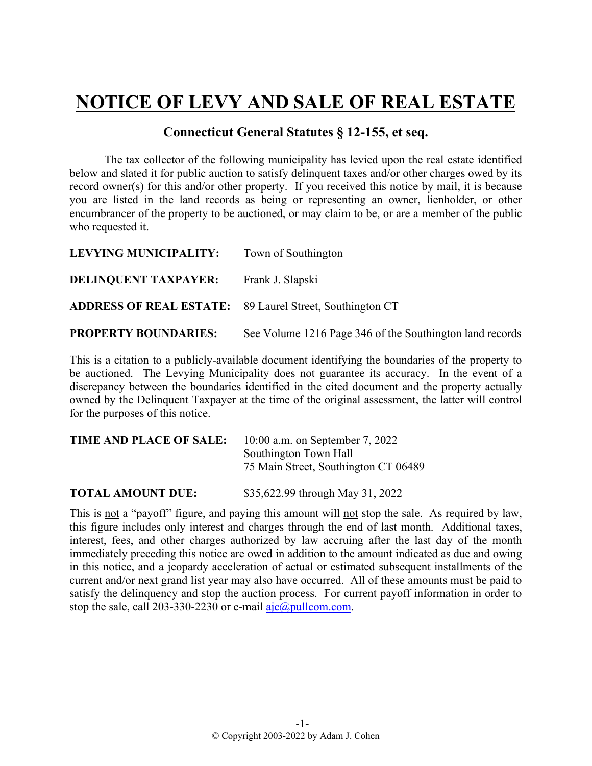# NOTICE OF LEVY AND SALE OF REAL ESTATE

## Connecticut General Statutes § 12-155, et seq.

The tax collector of the following municipality has levied upon the real estate identified below and slated it for public auction to satisfy delinquent taxes and/or other charges owed by its record owner(s) for this and/or other property. If you received this notice by mail, it is because you are listed in the land records as being or representing an owner, lienholder, or other encumbrancer of the property to be auctioned, or may claim to be, or are a member of the public who requested it.

**LEVYING MUNICIPALITY:** Town of Southington

**DELINQUENT TAXPAYER:** Frank J. Slapski

**ADDRESS OF REAL ESTATE:** 89 Laurel Street, Southington CT

**PROPERTY BOUNDARIES:** See Volume 1216 Page 346 of the Southington land records

This is a citation to a publicly-available document identifying the boundaries of the property to be auctioned. The Levying Municipality does not guarantee its accuracy. In the event of a discrepancy between the boundaries identified in the cited document and the property actually owned by the Delinquent Taxpayer at the time of the original assessment, the latter will control for the purposes of this notice.

**TIME AND PLACE OF SALE:** 10:00 a.m. on September 7, 2022
Southington Town Hall
75 Main Street, Southington CT 06489

**TOTAL AMOUNT DUE:** $35,622.99 through May 31, 2022

This is not a "payoff" figure, and paying this amount will not stop the sale. As required by law, this figure includes only interest and charges through the end of last month. Additional taxes, interest, fees, and other charges authorized by law accruing after the last day of the month immediately preceding this notice are owed in addition to the amount indicated as due and owing in this notice, and a jeopardy acceleration of actual or estimated subsequent installments of the current and/or next grand list year may also have occurred. All of these amounts must be paid to satisfy the delinquency and stop the auction process. For current payoff information in order to stop the sale, call 203-330-2230 or e-mail ajc@pullcom.com.

© Copyright 2003-2022 by Adam J. Cohen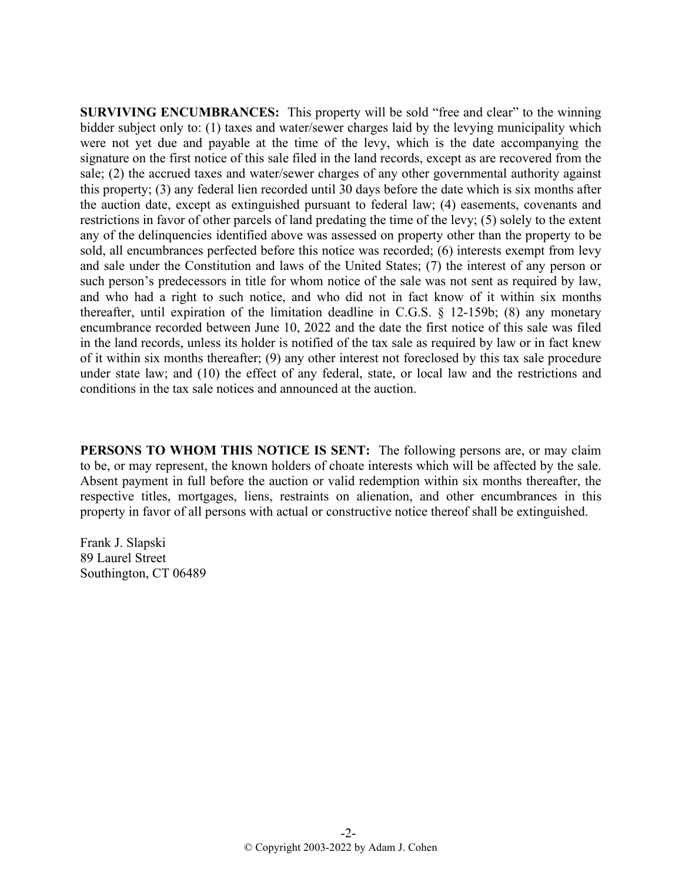**SURVIVING ENCUMBRANCES:** This property will be sold "free and clear" to the winning bidder subject only to: (1) taxes and water/sewer charges laid by the levying municipality which were not yet due and payable at the time of the levy, which is the date accompanying the signature on the first notice of this sale filed in the land records, except as are recovered from the sale; (2) the accrued taxes and water/sewer charges of any other governmental authority against this property; (3) any federal lien recorded until 30 days before the date which is six months after the auction date, except as extinguished pursuant to federal law; (4) easements, covenants and restrictions in favor of other parcels of land predating the time of the levy; (5) solely to the extent any of the delinquencies identified above was assessed on property other than the property to be sold, all encumbrances perfected before this notice was recorded; (6) interests exempt from levy and sale under the Constitution and laws of the United States; (7) the interest of any person or such person's predecessors in title for whom notice of the sale was not sent as required by law, and who had a right to such notice, and who did not in fact know of it within six months thereafter, until expiration of the limitation deadline in C.G.S. § 12-159b; (8) any monetary encumbrance recorded between June 10, 2022 and the date the first notice of this sale was filed in the land records, unless its holder is notified of the tax sale as required by law or in fact knew of it within six months thereafter; (9) any other interest not foreclosed by this tax sale procedure under state law; and (10) the effect of any federal, state, or local law and the restrictions and conditions in the tax sale notices and announced at the auction.

**PERSONS TO WHOM THIS NOTICE IS SENT:** The following persons are, or may claim to be, or may represent, the known holders of choate interests which will be affected by the sale. Absent payment in full before the auction or valid redemption within six months thereafter, the respective titles, mortgages, liens, restraints on alienation, and other encumbrances in this property in favor of all persons with actual or constructive notice thereof shall be extinguished.

Frank J. Slapski
89 Laurel Street
Southington, CT 06489

© Copyright 2003-2022 by Adam J. Cohen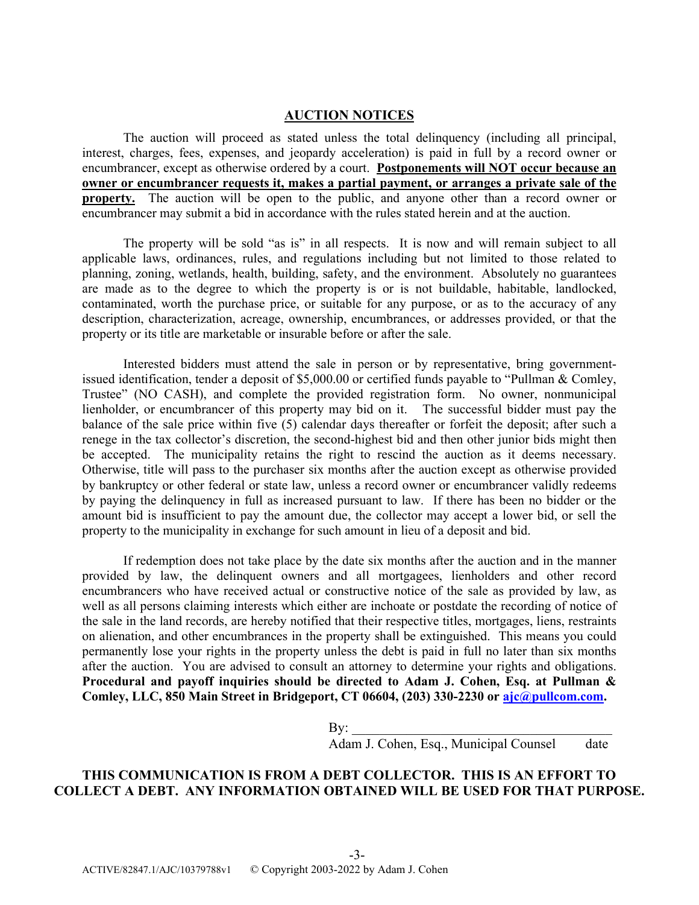## AUCTION NOTICES

The auction will proceed as stated unless the total delinquency (including all principal, interest, charges, fees, expenses, and jeopardy acceleration) is paid in full by a record owner or encumbrancer, except as otherwise ordered by a court. **Postponements will NOT occur because an owner or encumbrancer requests it, makes a partial payment, or arranges a private sale of the property.** The auction will be open to the public, and anyone other than a record owner or encumbrancer may submit a bid in accordance with the rules stated herein and at the auction.

The property will be sold "as is" in all respects. It is now and will remain subject to all applicable laws, ordinances, rules, and regulations including but not limited to those related to planning, zoning, wetlands, health, building, safety, and the environment. Absolutely no guarantees are made as to the degree to which the property is or is not buildable, habitable, landlocked, contaminated, worth the purchase price, or suitable for any purpose, or as to the accuracy of any description, characterization, acreage, ownership, encumbrances, or addresses provided, or that the property or its title are marketable or insurable before or after the sale.

Interested bidders must attend the sale in person or by representative, bring government-issued identification, tender a deposit of $5,000.00 or certified funds payable to "Pullman & Comley, Trustee" (NO CASH), and complete the provided registration form. No owner, nonmunicipal lienholder, or encumbrancer of this property may bid on it. The successful bidder must pay the balance of the sale price within five (5) calendar days thereafter or forfeit the deposit; after such a renege in the tax collector's discretion, the second-highest bid and then other junior bids might then be accepted. The municipality retains the right to rescind the auction as it deems necessary. Otherwise, title will pass to the purchaser six months after the auction except as otherwise provided by bankruptcy or other federal or state law, unless a record owner or encumbrancer validly redeems by paying the delinquency in full as increased pursuant to law. If there has been no bidder or the amount bid is insufficient to pay the amount due, the collector may accept a lower bid, or sell the property to the municipality in exchange for such amount in lieu of a deposit and bid.

If redemption does not take place by the date six months after the auction and in the manner provided by law, the delinquent owners and all mortgagees, lienholders and other record encumbrancers who have received actual or constructive notice of the sale as provided by law, as well as all persons claiming interests which either are inchoate or postdate the recording of notice of the sale in the land records, are hereby notified that their respective titles, mortgages, liens, restraints on alienation, and other encumbrances in the property shall be extinguished. This means you could permanently lose your rights in the property unless the debt is paid in full no later than six months after the auction. You are advised to consult an attorney to determine your rights and obligations. **Procedural and payoff inquiries should be directed to Adam J. Cohen, Esq. at Pullman & Comley, LLC, 850 Main Street in Bridgeport, CT 06604, (203) 330-2230 or ajc@pullcom.com.**

By: ______________________________

Adam J. Cohen, Esq., Municipal Counsel      date

**THIS COMMUNICATION IS FROM A DEBT COLLECTOR. THIS IS AN EFFORT TO COLLECT A DEBT. ANY INFORMATION OBTAINED WILL BE USED FOR THAT PURPOSE.**

ACTIVE/82847.1/AJC/10379788v1    © Copyright 2003-2022 by Adam J. Cohen